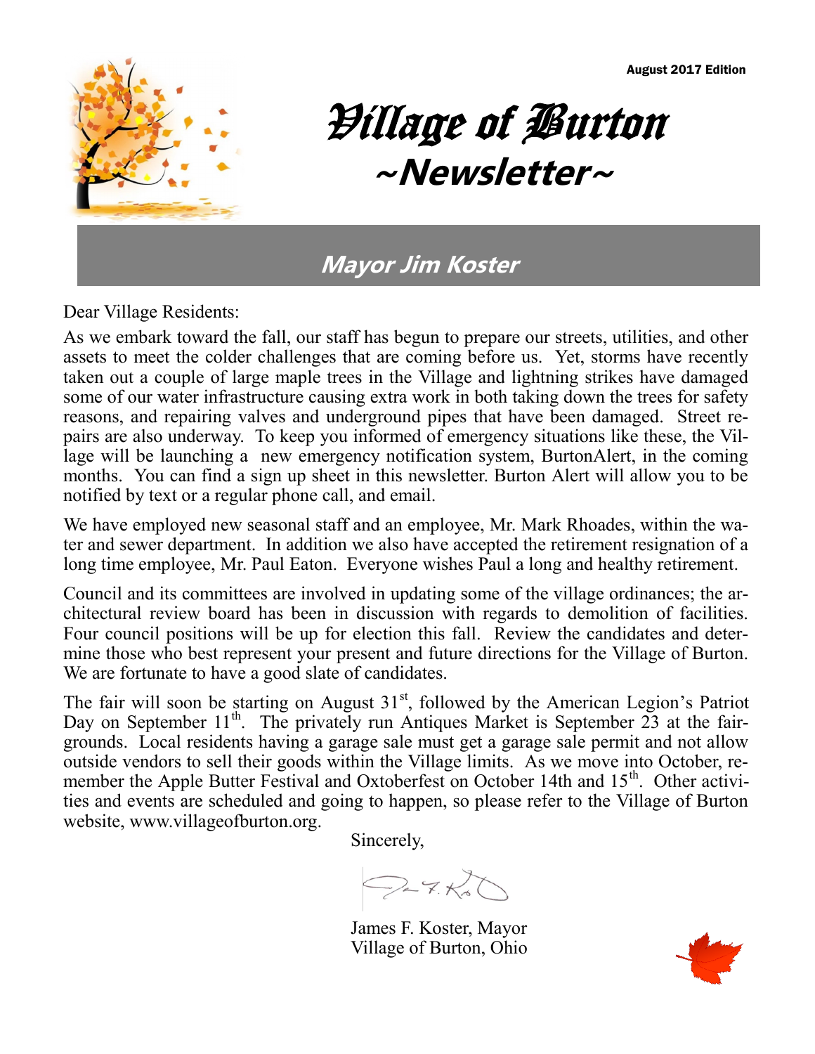August 2017 Edition

# Village of Burton
# ~Newsletter~

## Mayor Jim Koster

Dear Village Residents:

As we embark toward the fall, our staff has begun to prepare our streets, utilities, and other assets to meet the colder challenges that are coming before us. Yet, storms have recently taken out a couple of large maple trees in the Village and lightning strikes have damaged some of our water infrastructure causing extra work in both taking down the trees for safety reasons, and repairing valves and underground pipes that have been damaged. Street repairs are also underway. To keep you informed of emergency situations like these, the Village will be launching a new emergency notification system, BurtonAlert, in the coming months. You can find a sign up sheet in this newsletter. Burton Alert will allow you to be notified by text or a regular phone call, and email.

We have employed new seasonal staff and an employee, Mr. Mark Rhoades, within the water and sewer department. In addition we also have accepted the retirement resignation of a long time employee, Mr. Paul Eaton. Everyone wishes Paul a long and healthy retirement.

Council and its committees are involved in updating some of the village ordinances; the architectural review board has been in discussion with regards to demolition of facilities. Four council positions will be up for election this fall. Review the candidates and determine those who best represent your present and future directions for the Village of Burton. We are fortunate to have a good slate of candidates.

The fair will soon be starting on August 31st, followed by the American Legion's Patriot Day on September 11th. The privately run Antiques Market is September 23 at the fairgrounds. Local residents having a garage sale must get a garage sale permit and not allow outside vendors to sell their goods within the Village limits. As we move into October, remember the Apple Butter Festival and Oxtoberfest on October 14th and 15th. Other activities and events are scheduled and going to happen, so please refer to the Village of Burton website, www.villageofburton.org.

Sincerely,

James F. Koster, Mayor
Village of Burton, Ohio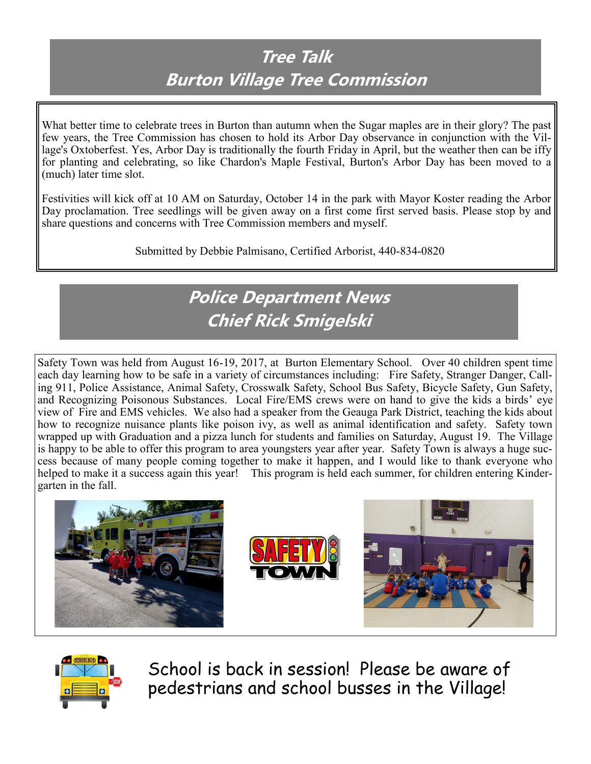## Tree Talk
## Burton Village Tree Commission

What better time to celebrate trees in Burton than autumn when the Sugar maples are in their glory? The past few years, the Tree Commission has chosen to hold its Arbor Day observance in conjunction with the Village's Oxtoberfest. Yes, Arbor Day is traditionally the fourth Friday in April, but the weather then can be iffy for planting and celebrating, so like Chardon's Maple Festival, Burton's Arbor Day has been moved to a (much) later time slot.

Festivities will kick off at 10 AM on Saturday, October 14 in the park with Mayor Koster reading the Arbor Day proclamation. Tree seedlings will be given away on a first come first served basis. Please stop by and share questions and concerns with Tree Commission members and myself.

Submitted by Debbie Palmisano, Certified Arborist, 440-834-0820

## Police Department News
## Chief Rick Smigelski

Safety Town was held from August 16-19, 2017, at Burton Elementary School. Over 40 children spent time each day learning how to be safe in a variety of circumstances including: Fire Safety, Stranger Danger, Calling 911, Police Assistance, Animal Safety, Crosswalk Safety, School Bus Safety, Bicycle Safety, Gun Safety, and Recognizing Poisonous Substances. Local Fire/EMS crews were on hand to give the kids a birds' eye view of Fire and EMS vehicles. We also had a speaker from the Geauga Park District, teaching the kids about how to recognize nuisance plants like poison ivy, as well as animal identification and safety. Safety town wrapped up with Graduation and a pizza lunch for students and families on Saturday, August 19. The Village is happy to be able to offer this program to area youngsters year after year. Safety Town is always a huge success because of many people coming together to make it happen, and I would like to thank everyone who helped to make it a success again this year! This program is held each summer, for children entering Kindergarten in the fall.

School is back in session! Please be aware of pedestrians and school busses in the Village!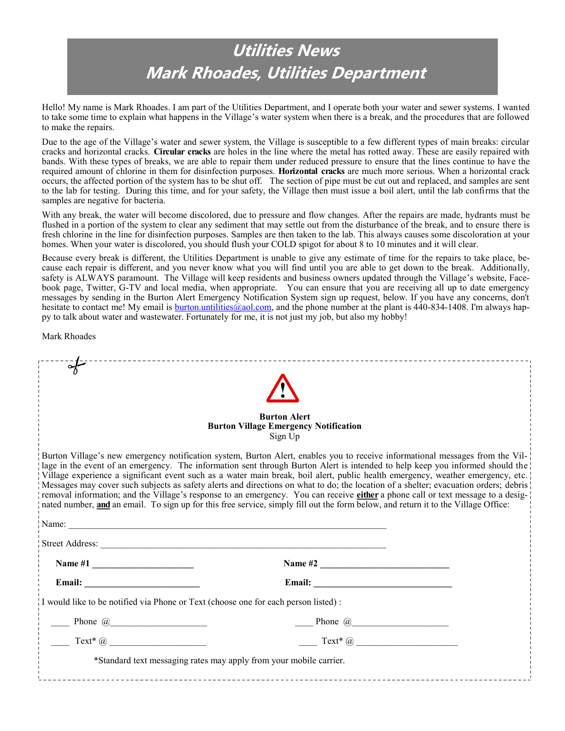# Utilities News
# Mark Rhoades, Utilities Department

Hello! My name is Mark Rhoades. I am part of the Utilities Department, and I operate both your water and sewer systems. I wanted to take some time to explain what happens in the Village's water system when there is a break, and the procedures that are followed to make the repairs.

Due to the age of the Village's water and sewer system, the Village is susceptible to a few different types of main breaks: circular cracks and horizontal cracks. **Circular cracks** are holes in the line where the metal has rotted away. These are easily repaired with bands. With these types of breaks, we are able to repair them under reduced pressure to ensure that the lines continue to have the required amount of chlorine in them for disinfection purposes. **Horizontal cracks** are much more serious. When a horizontal crack occurs, the affected portion of the system has to be shut off. The section of pipe must be cut out and replaced, and samples are sent to the lab for testing. During this time, and for your safety, the Village then must issue a boil alert, until the lab confirms that the samples are negative for bacteria.

With any break, the water will become discolored, due to pressure and flow changes. After the repairs are made, hydrants must be flushed in a portion of the system to clear any sediment that may settle out from the disturbance of the break, and to ensure there is fresh chlorine in the line for disinfection purposes. Samples are then taken to the lab. This always causes some discoloration at your homes. When your water is discolored, you should flush your COLD spigot for about 8 to 10 minutes and it will clear.

Because every break is different, the Utilities Department is unable to give any estimate of time for the repairs to take place, because each repair is different, and you never know what you will find until you are able to get down to the break. Additionally, safety is ALWAYS paramount. The Village will keep residents and business owners updated through the Village's website, Facebook page, Twitter, G-TV and local media, when appropriate. You can ensure that you are receiving all up to date emergency messages by sending in the Burton Alert Emergency Notification System sign up request, below. If you have any concerns, don't hesitate to contact me! My email is burton.untilities@aol.com, and the phone number at the plant is 440-834-1408. I'm always happy to talk about water and wastewater. Fortunately for me, it is not just my job, but also my hobby!

Mark Rhoades

---

**Burton Alert**
**Burton Village Emergency Notification**
Sign Up

Burton Village's new emergency notification system, Burton Alert, enables you to receive informational messages from the Village in the event of an emergency. The information sent through Burton Alert is intended to help keep you informed should the Village experience a significant event such as a water main break, boil alert, public health emergency, weather emergency, etc. Messages may cover such subjects as safety alerts and directions on what to do; the location of a shelter; evacuation orders; debris removal information; and the Village's response to an emergency. You can receive **either** a phone call or text message to a designated number, **and** an email. To sign up for this free service, simply fill out the form below, and return it to the Village Office:

Name: ______________________________________________

Street Address: ______________________________________

**Name #1** ____________________ **Name #2** ____________________

**Email:** ____________________ **Email:** ____________________

I would like to be notified via Phone or Text (choose one for each person listed) :

____ Phone @____________________ ____ Phone @____________________

____ Text* @ ____________________ ____ Text* @ ____________________

*Standard text messaging rates may apply from your mobile carrier.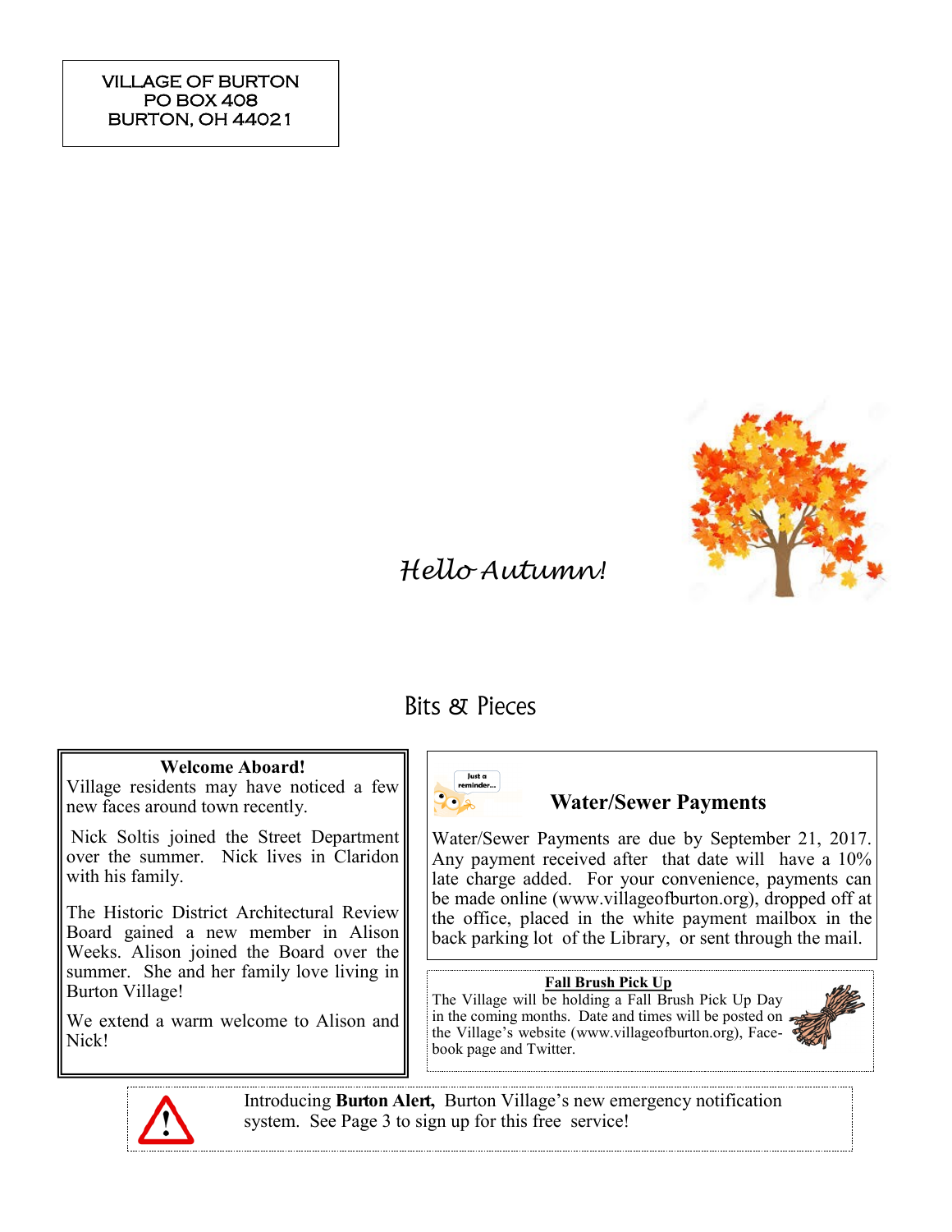VILLAGE OF BURTON
PO BOX 408
BURTON, OH 44021

*Hello Autumn!*

## Bits & Pieces

**Welcome Aboard!**

Village residents may have noticed a few new faces around town recently.

Nick Soltis joined the Street Department over the summer. Nick lives in Claridon with his family.

The Historic District Architectural Review Board gained a new member in Alison Weeks. Alison joined the Board over the summer. She and her family love living in Burton Village!

We extend a warm welcome to Alison and Nick!

Just a reminder...

**Water/Sewer Payments**

Water/Sewer Payments are due by September 21, 2017. Any payment received after that date will have a 10% late charge added. For your convenience, payments can be made online (www.villageofburton.org), dropped off at the office, placed in the white payment mailbox in the back parking lot of the Library, or sent through the mail.

**Fall Brush Pick Up**

The Village will be holding a Fall Brush Pick Up Day in the coming months. Date and times will be posted on the Village's website (www.villageofburton.org), Facebook page and Twitter.

Introducing **Burton Alert,** Burton Village's new emergency notification system. See Page 3 to sign up for this free service!